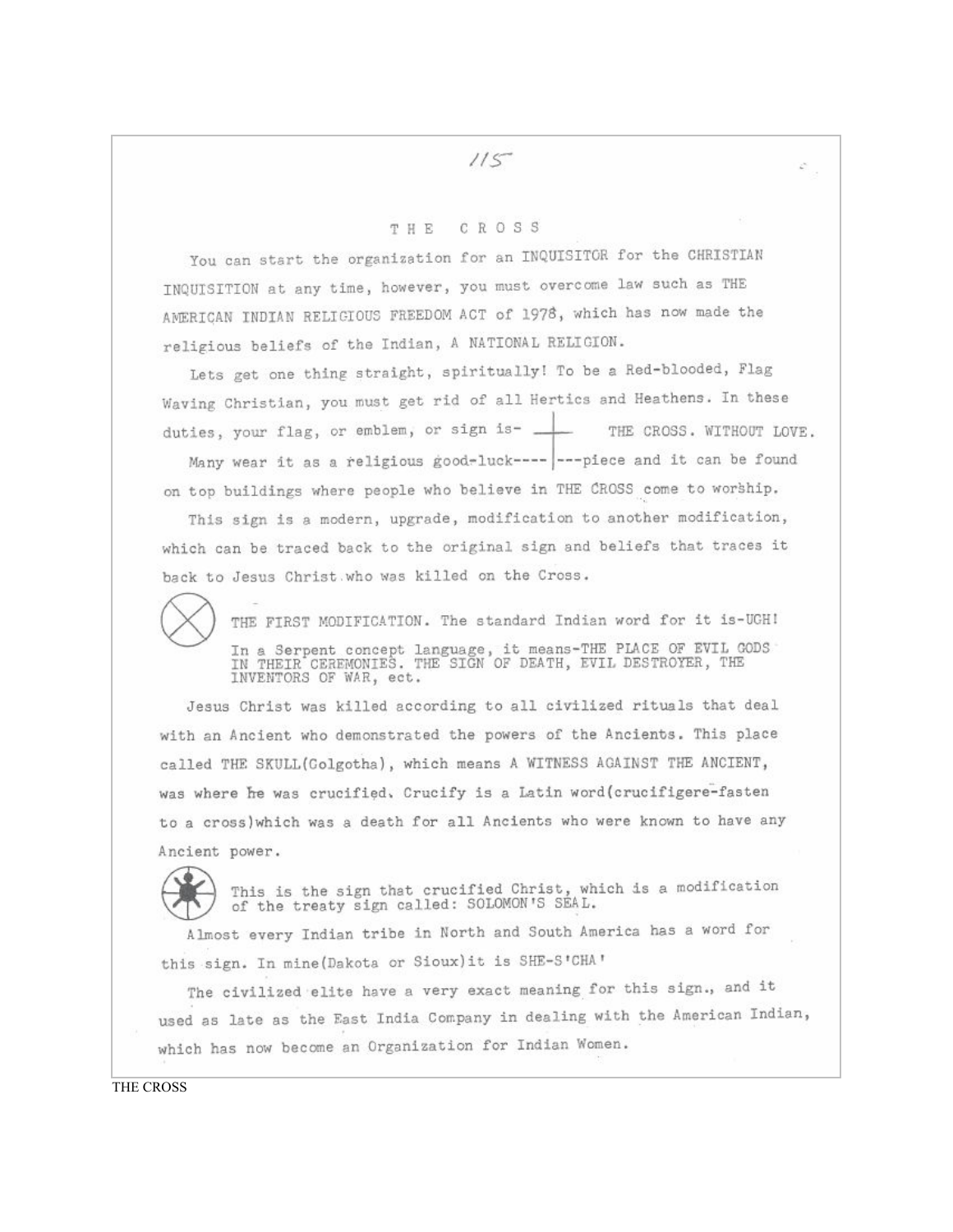# THE CROSS

You can start the organization for an INQUISITOR for the CHRISTIAN INQUISITION at any time, however, you must overcome law such as THE AMERICAN INDIAN RELIGIOUS FREEDOM ACT of 1978, which has now made the religious beliefs of the Indian, A NATIONAL RELIGION.

Lets get one thing straight, spiritually! To be a Red-blooded, Flag Waving Christian, you must get rid of all Hertics and Heathens. In these duties, your flag, or emblem, or sign is- THE CROSS. WITHOUT LOVE. Many wear it as a religious good-luck-------piece and it can be found on top buildings where people who believe in THE CROSS come to worship.

This sign is a modern, upgrade, modification to another modification, which can be traced back to the original sign and beliefs that traces it back to Jesus Christ who was killed on the Cross.

THE FIRST MODIFICATION. The standard Indian word for it is-UCH! In a Serpent concept language, it means-THE PLACE OF EVIL GODS IN THEIR CEREMONIES. THE SIGN OF DEATH, EVIL DESTROYER, THE INVENTORS OF WAR, ect.

Jesus Christ was killed according to all civilized rituals that deal with an Ancient who demonstrated the powers of the Ancients. This place called THE SKULL(Golgotha), which means A WITNESS AGAINST THE ANCIENT, was where he was crucified. Crucify is a Latin word(crucifigere-fasten to a cross)which was a death for all Ancients who were known to have any Ancient power.

This is the sign that crucified Christ, which is a modification of the treaty sign called: SOLOMON'S SEAL.

Almost every Indian tribe in North and South America has a word for this sign. In mine(Dakota or Sioux)it is SHE-S'CHA'

The civilized elite have a very exact meaning for this sign., and it used as late as the East India Company in dealing with the American Indian, which has now become an Organization for Indian Women.

THE CROSS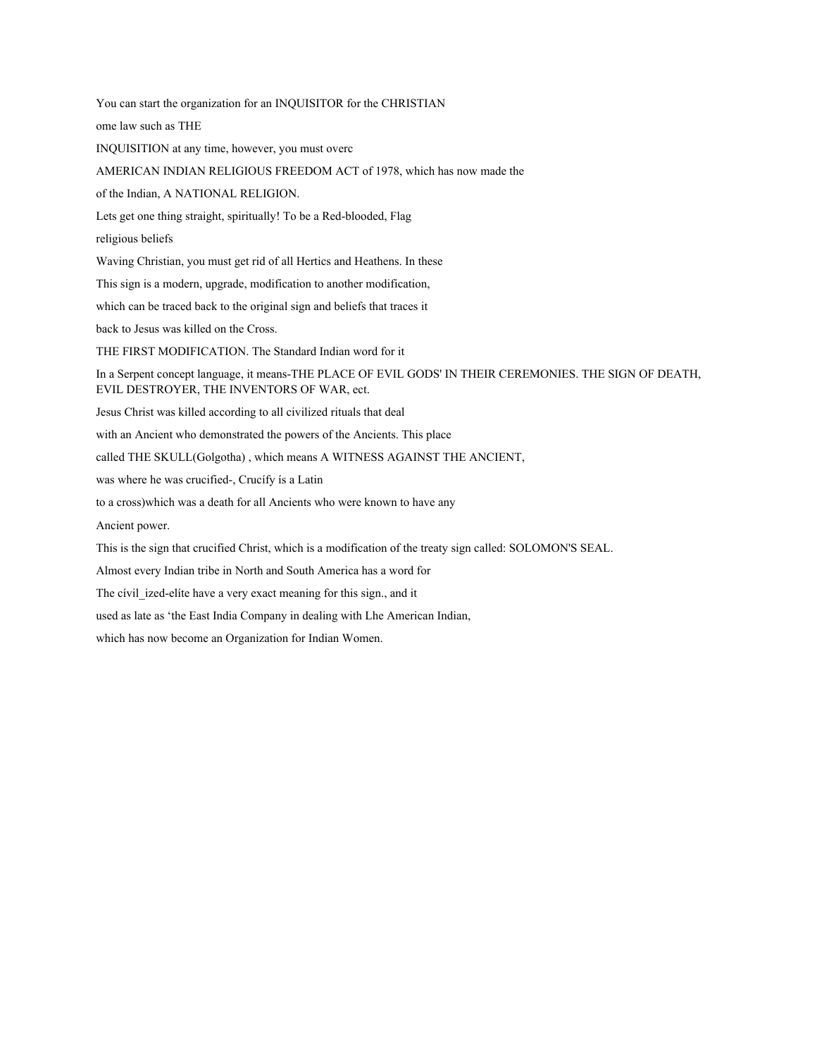You can start the organization for an INQUISITOR for the CHRISTIAN

ome law such as THE

INQUISITION at any time, however, you must overc

AMERICAN INDIAN RELIGIOUS FREEDOM ACT of 1978, which has now made the

of the Indian, A NATIONAL RELIGION.

Lets get one thing straight, spiritually! To be a Red-blooded, Flag

religious beliefs

Waving Christian, you must get rid of all Hertics and Heathens. In these

This sign is a modern, upgrade, modification to another modification,

which can be traced back to the original sign and beliefs that traces it

back to Jesus was killed on the Cross.

THE FIRST MODIFICATION. The Standard Indian word for it

In a Serpent concept language, it means-THE PLACE OF EVIL GODS' IN THEIR CEREMONIES. THE SIGN OF DEATH, EVIL DESTROYER, THE INVENTORS OF WAR, ect.

Jesus Christ was killed according to all civilized rituals that deal

with an Ancient who demonstrated the powers of the Ancients. This place

called THE SKULL(Golgotha) , which means A WITNESS AGAINST THE ANCIENT,

was where he was crucified-, Crucífy ís a Latin

to a cross)which was a death for all Ancients who were known to have any

Ancient power.

This is the sign that crucified Christ, which is a modification of the treaty sign called: SOLOMON'S SEAL.

Almost every Indian tribe in North and South America has a word for

The cívil_ized-elíte have a very exact meaning for this sign., and it

used as late as ‘the East India Company in dealing with Lhe American Indian,

which has now become an Organization for Indian Women.